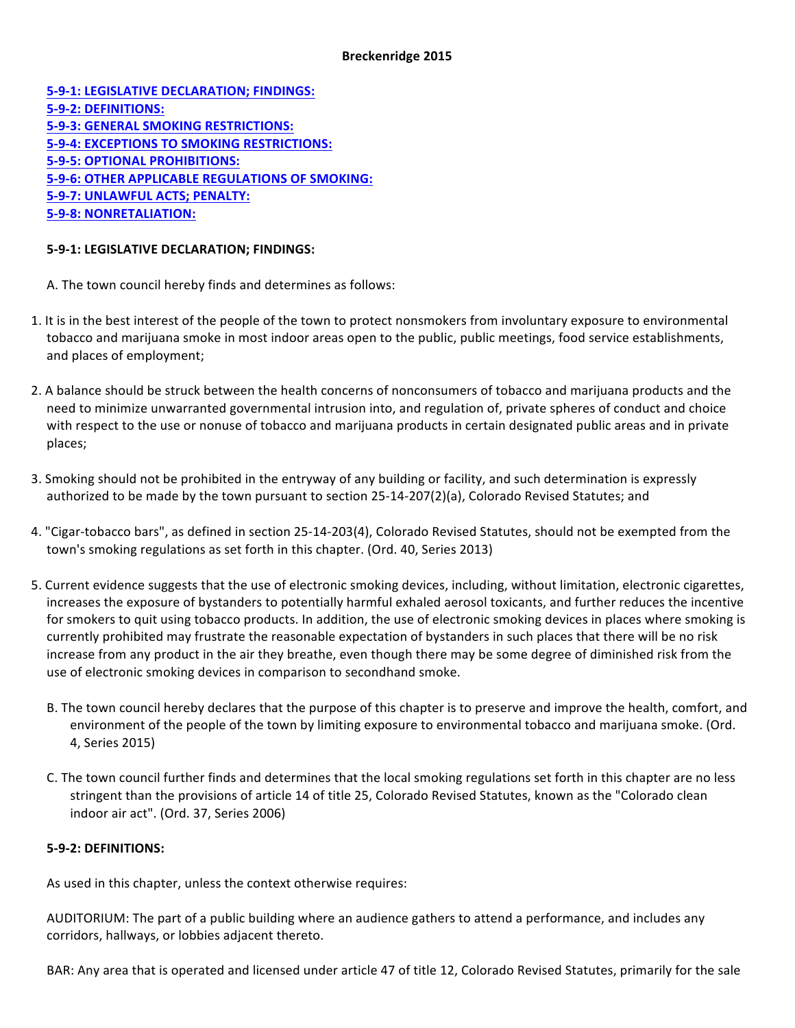**Breckenridge 2015**

[5-9-1: LEGISLATIVE DECLARATION; FINDINGS:](#)
[5-9-2: DEFINITIONS:](#)
[5-9-3: GENERAL SMOKING RESTRICTIONS:](#)
[5-9-4: EXCEPTIONS TO SMOKING RESTRICTIONS:](#)
[5-9-5: OPTIONAL PROHIBITIONS:](#)
[5-9-6: OTHER APPLICABLE REGULATIONS OF SMOKING:](#)
[5-9-7: UNLAWFUL ACTS; PENALTY:](#)
[5-9-8: NONRETALIATION:](#)

**5-9-1: LEGISLATIVE DECLARATION; FINDINGS:**

A. The town council hereby finds and determines as follows:

1. It is in the best interest of the people of the town to protect nonsmokers from involuntary exposure to environmental tobacco and marijuana smoke in most indoor areas open to the public, public meetings, food service establishments, and places of employment;

2. A balance should be struck between the health concerns of nonconsumers of tobacco and marijuana products and the need to minimize unwarranted governmental intrusion into, and regulation of, private spheres of conduct and choice with respect to the use or nonuse of tobacco and marijuana products in certain designated public areas and in private places;

3. Smoking should not be prohibited in the entryway of any building or facility, and such determination is expressly authorized to be made by the town pursuant to section 25-14-207(2)(a), Colorado Revised Statutes; and

4. "Cigar-tobacco bars", as defined in section 25-14-203(4), Colorado Revised Statutes, should not be exempted from the town's smoking regulations as set forth in this chapter. (Ord. 40, Series 2013)

5. Current evidence suggests that the use of electronic smoking devices, including, without limitation, electronic cigarettes, increases the exposure of bystanders to potentially harmful exhaled aerosol toxicants, and further reduces the incentive for smokers to quit using tobacco products. In addition, the use of electronic smoking devices in places where smoking is currently prohibited may frustrate the reasonable expectation of bystanders in such places that there will be no risk increase from any product in the air they breathe, even though there may be some degree of diminished risk from the use of electronic smoking devices in comparison to secondhand smoke.

B. The town council hereby declares that the purpose of this chapter is to preserve and improve the health, comfort, and environment of the people of the town by limiting exposure to environmental tobacco and marijuana smoke. (Ord. 4, Series 2015)

C. The town council further finds and determines that the local smoking regulations set forth in this chapter are no less stringent than the provisions of article 14 of title 25, Colorado Revised Statutes, known as the "Colorado clean indoor air act". (Ord. 37, Series 2006)

**5-9-2: DEFINITIONS:**

As used in this chapter, unless the context otherwise requires:

AUDITORIUM: The part of a public building where an audience gathers to attend a performance, and includes any corridors, hallways, or lobbies adjacent thereto.

BAR: Any area that is operated and licensed under article 47 of title 12, Colorado Revised Statutes, primarily for the sale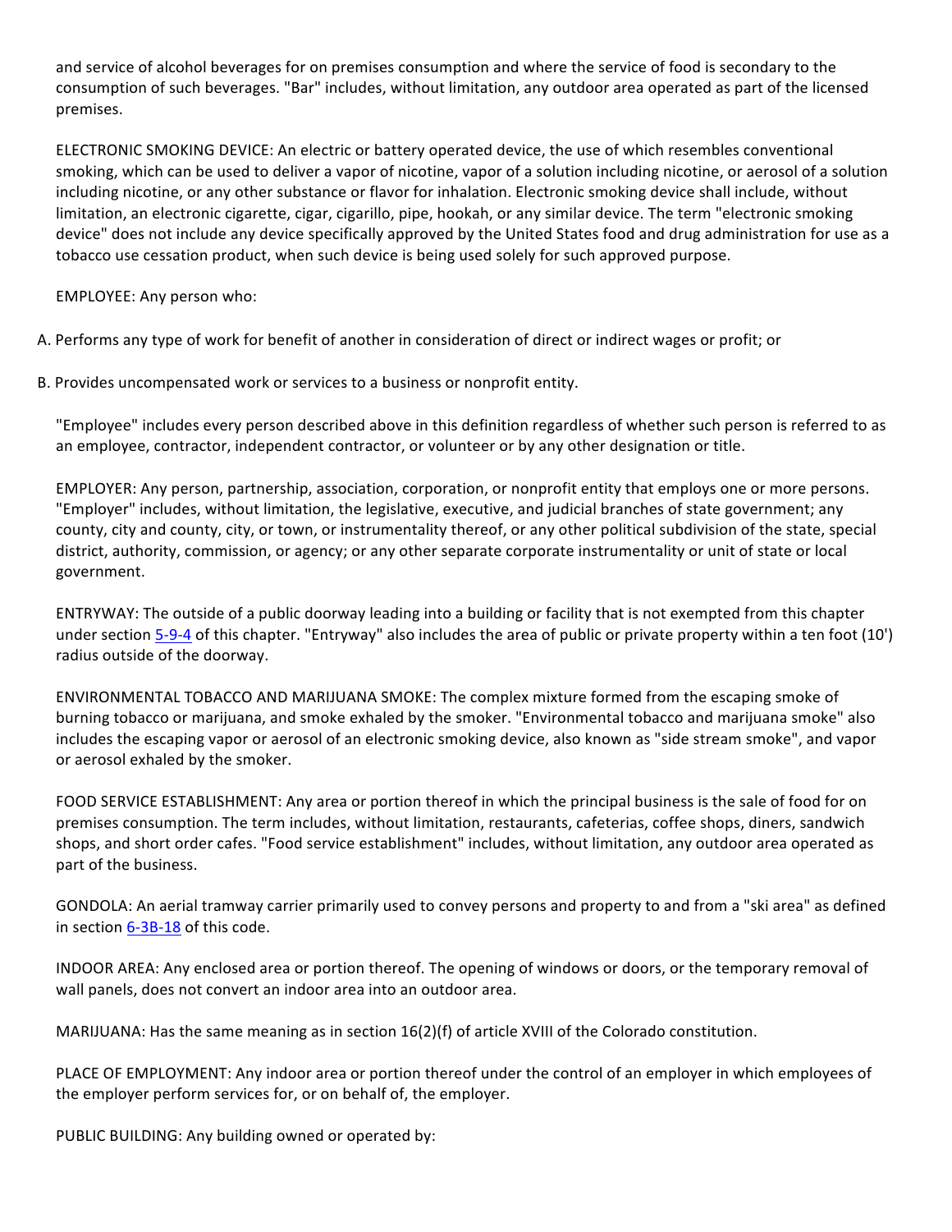and service of alcohol beverages for on premises consumption and where the service of food is secondary to the consumption of such beverages. "Bar" includes, without limitation, any outdoor area operated as part of the licensed premises.

ELECTRONIC SMOKING DEVICE: An electric or battery operated device, the use of which resembles conventional smoking, which can be used to deliver a vapor of nicotine, vapor of a solution including nicotine, or aerosol of a solution including nicotine, or any other substance or flavor for inhalation. Electronic smoking device shall include, without limitation, an electronic cigarette, cigar, cigarillo, pipe, hookah, or any similar device. The term "electronic smoking device" does not include any device specifically approved by the United States food and drug administration for use as a tobacco use cessation product, when such device is being used solely for such approved purpose.

EMPLOYEE: Any person who:

A. Performs any type of work for benefit of another in consideration of direct or indirect wages or profit; or

B. Provides uncompensated work or services to a business or nonprofit entity.

"Employee" includes every person described above in this definition regardless of whether such person is referred to as an employee, contractor, independent contractor, or volunteer or by any other designation or title.

EMPLOYER: Any person, partnership, association, corporation, or nonprofit entity that employs one or more persons. "Employer" includes, without limitation, the legislative, executive, and judicial branches of state government; any county, city and county, city, or town, or instrumentality thereof, or any other political subdivision of the state, special district, authority, commission, or agency; or any other separate corporate instrumentality or unit of state or local government.

ENTRYWAY: The outside of a public doorway leading into a building or facility that is not exempted from this chapter under section 5-9-4 of this chapter. "Entryway" also includes the area of public or private property within a ten foot (10') radius outside of the doorway.

ENVIRONMENTAL TOBACCO AND MARIJUANA SMOKE: The complex mixture formed from the escaping smoke of burning tobacco or marijuana, and smoke exhaled by the smoker. "Environmental tobacco and marijuana smoke" also includes the escaping vapor or aerosol of an electronic smoking device, also known as "side stream smoke", and vapor or aerosol exhaled by the smoker.

FOOD SERVICE ESTABLISHMENT: Any area or portion thereof in which the principal business is the sale of food for on premises consumption. The term includes, without limitation, restaurants, cafeterias, coffee shops, diners, sandwich shops, and short order cafes. "Food service establishment" includes, without limitation, any outdoor area operated as part of the business.

GONDOLA: An aerial tramway carrier primarily used to convey persons and property to and from a "ski area" as defined in section 6-3B-18 of this code.

INDOOR AREA: Any enclosed area or portion thereof. The opening of windows or doors, or the temporary removal of wall panels, does not convert an indoor area into an outdoor area.

MARIJUANA: Has the same meaning as in section 16(2)(f) of article XVIII of the Colorado constitution.

PLACE OF EMPLOYMENT: Any indoor area or portion thereof under the control of an employer in which employees of the employer perform services for, or on behalf of, the employer.

PUBLIC BUILDING: Any building owned or operated by: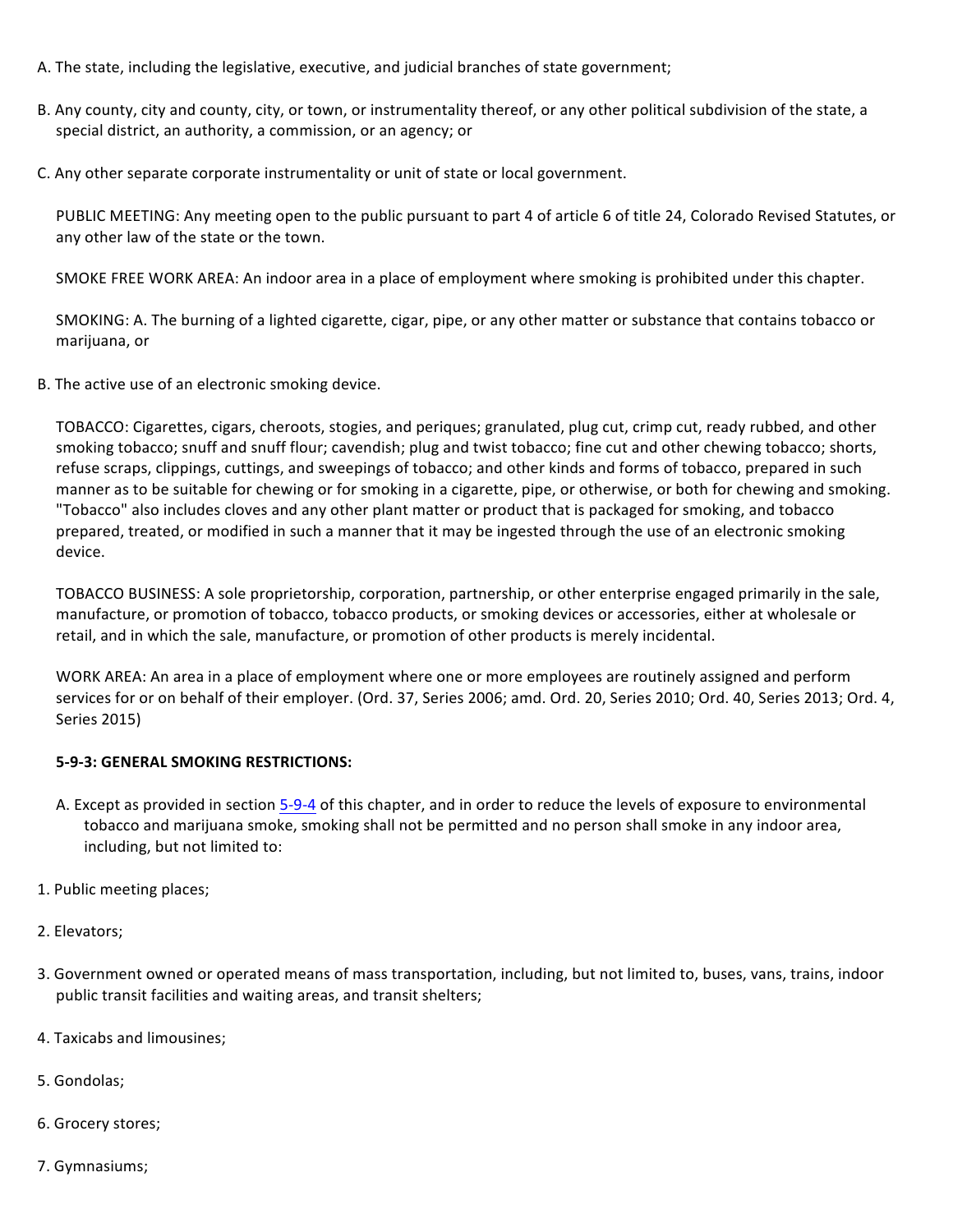A. The state, including the legislative, executive, and judicial branches of state government;

B. Any county, city and county, city, or town, or instrumentality thereof, or any other political subdivision of the state, a special district, an authority, a commission, or an agency; or

C. Any other separate corporate instrumentality or unit of state or local government.

PUBLIC MEETING: Any meeting open to the public pursuant to part 4 of article 6 of title 24, Colorado Revised Statutes, or any other law of the state or the town.

SMOKE FREE WORK AREA: An indoor area in a place of employment where smoking is prohibited under this chapter.

SMOKING: A. The burning of a lighted cigarette, cigar, pipe, or any other matter or substance that contains tobacco or marijuana, or

B. The active use of an electronic smoking device.

TOBACCO: Cigarettes, cigars, cheroots, stogies, and periques; granulated, plug cut, crimp cut, ready rubbed, and other smoking tobacco; snuff and snuff flour; cavendish; plug and twist tobacco; fine cut and other chewing tobacco; shorts, refuse scraps, clippings, cuttings, and sweepings of tobacco; and other kinds and forms of tobacco, prepared in such manner as to be suitable for chewing or for smoking in a cigarette, pipe, or otherwise, or both for chewing and smoking. "Tobacco" also includes cloves and any other plant matter or product that is packaged for smoking, and tobacco prepared, treated, or modified in such a manner that it may be ingested through the use of an electronic smoking device.

TOBACCO BUSINESS: A sole proprietorship, corporation, partnership, or other enterprise engaged primarily in the sale, manufacture, or promotion of tobacco, tobacco products, or smoking devices or accessories, either at wholesale or retail, and in which the sale, manufacture, or promotion of other products is merely incidental.

WORK AREA: An area in a place of employment where one or more employees are routinely assigned and perform services for or on behalf of their employer. (Ord. 37, Series 2006; amd. Ord. 20, Series 2010; Ord. 40, Series 2013; Ord. 4, Series 2015)

**5-9-3: GENERAL SMOKING RESTRICTIONS:**

A. Except as provided in section 5-9-4 of this chapter, and in order to reduce the levels of exposure to environmental tobacco and marijuana smoke, smoking shall not be permitted and no person shall smoke in any indoor area, including, but not limited to:

1. Public meeting places;

2. Elevators;

3. Government owned or operated means of mass transportation, including, but not limited to, buses, vans, trains, indoor public transit facilities and waiting areas, and transit shelters;

4. Taxicabs and limousines;

5. Gondolas;

6. Grocery stores;

7. Gymnasiums;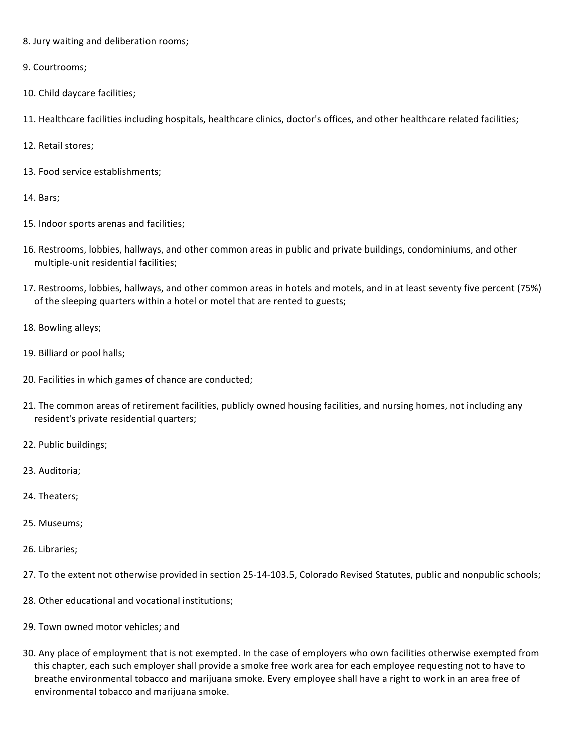8. Jury waiting and deliberation rooms;

9. Courtrooms;

10. Child daycare facilities;

11. Healthcare facilities including hospitals, healthcare clinics, doctor's offices, and other healthcare related facilities;

12. Retail stores;

13. Food service establishments;

14. Bars;

15. Indoor sports arenas and facilities;

16. Restrooms, lobbies, hallways, and other common areas in public and private buildings, condominiums, and other multiple-unit residential facilities;

17. Restrooms, lobbies, hallways, and other common areas in hotels and motels, and in at least seventy five percent (75%) of the sleeping quarters within a hotel or motel that are rented to guests;

18. Bowling alleys;

19. Billiard or pool halls;

20. Facilities in which games of chance are conducted;

21. The common areas of retirement facilities, publicly owned housing facilities, and nursing homes, not including any resident's private residential quarters;

22. Public buildings;

23. Auditoria;

24. Theaters;

25. Museums;

26. Libraries;

27. To the extent not otherwise provided in section 25-14-103.5, Colorado Revised Statutes, public and nonpublic schools;

28. Other educational and vocational institutions;

29. Town owned motor vehicles; and

30. Any place of employment that is not exempted. In the case of employers who own facilities otherwise exempted from this chapter, each such employer shall provide a smoke free work area for each employee requesting not to have to breathe environmental tobacco and marijuana smoke. Every employee shall have a right to work in an area free of environmental tobacco and marijuana smoke.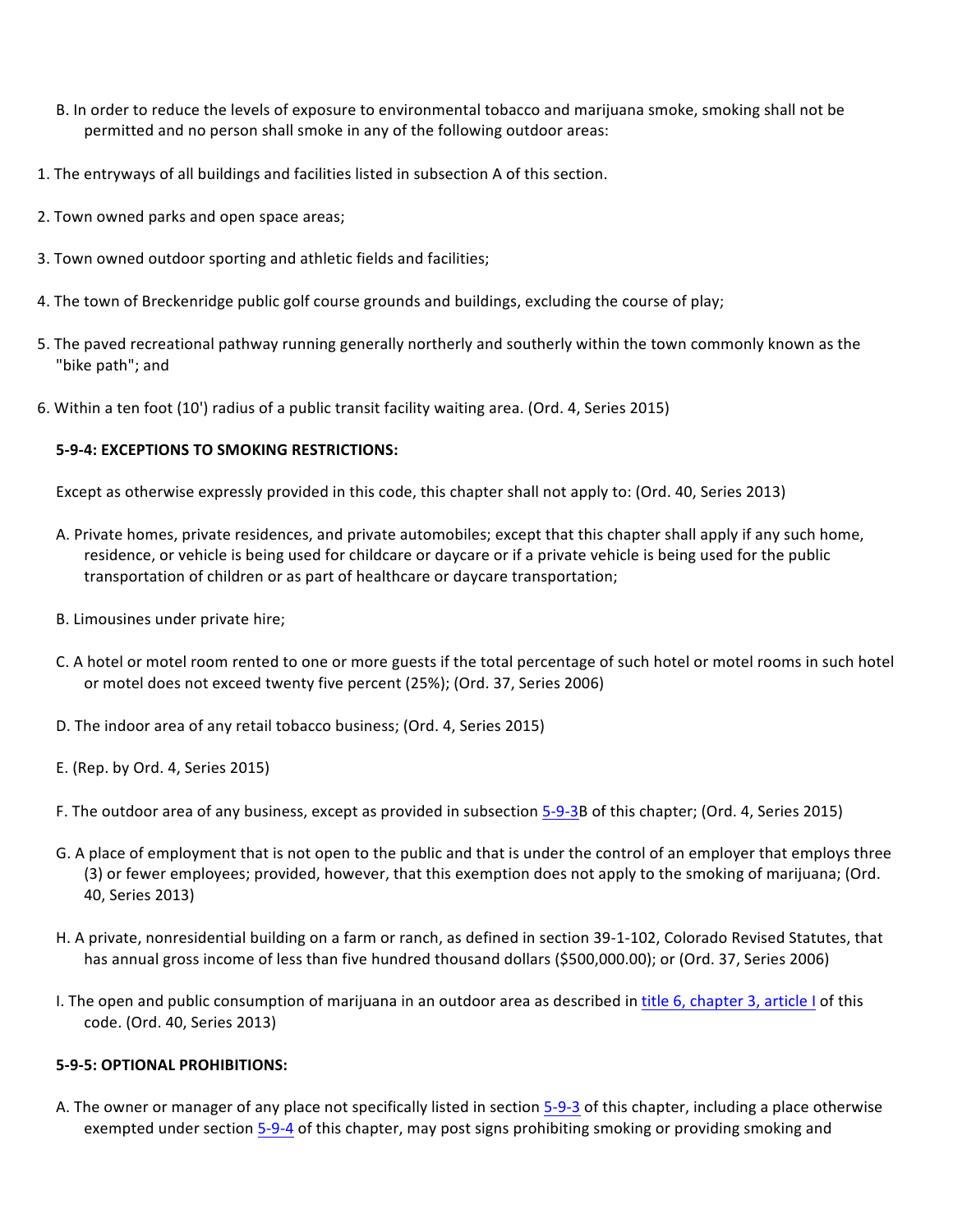B. In order to reduce the levels of exposure to environmental tobacco and marijuana smoke, smoking shall not be permitted and no person shall smoke in any of the following outdoor areas:

1. The entryways of all buildings and facilities listed in subsection A of this section.
2. Town owned parks and open space areas;
3. Town owned outdoor sporting and athletic fields and facilities;
4. The town of Breckenridge public golf course grounds and buildings, excluding the course of play;
5. The paved recreational pathway running generally northerly and southerly within the town commonly known as the "bike path"; and
6. Within a ten foot (10') radius of a public transit facility waiting area. (Ord. 4, Series 2015)

**5-9-4: EXCEPTIONS TO SMOKING RESTRICTIONS:**

Except as otherwise expressly provided in this code, this chapter shall not apply to: (Ord. 40, Series 2013)

A. Private homes, private residences, and private automobiles; except that this chapter shall apply if any such home, residence, or vehicle is being used for childcare or daycare or if a private vehicle is being used for the public transportation of children or as part of healthcare or daycare transportation;

B. Limousines under private hire;

C. A hotel or motel room rented to one or more guests if the total percentage of such hotel or motel rooms in such hotel or motel does not exceed twenty five percent (25%); (Ord. 37, Series 2006)

D. The indoor area of any retail tobacco business; (Ord. 4, Series 2015)

E. (Rep. by Ord. 4, Series 2015)

F. The outdoor area of any business, except as provided in subsection 5-9-3B of this chapter; (Ord. 4, Series 2015)

G. A place of employment that is not open to the public and that is under the control of an employer that employs three (3) or fewer employees; provided, however, that this exemption does not apply to the smoking of marijuana; (Ord. 40, Series 2013)

H. A private, nonresidential building on a farm or ranch, as defined in section 39-1-102, Colorado Revised Statutes, that has annual gross income of less than five hundred thousand dollars ($500,000.00); or (Ord. 37, Series 2006)

I. The open and public consumption of marijuana in an outdoor area as described in title 6, chapter 3, article I of this code. (Ord. 40, Series 2013)

**5-9-5: OPTIONAL PROHIBITIONS:**

A. The owner or manager of any place not specifically listed in section 5-9-3 of this chapter, including a place otherwise exempted under section 5-9-4 of this chapter, may post signs prohibiting smoking or providing smoking and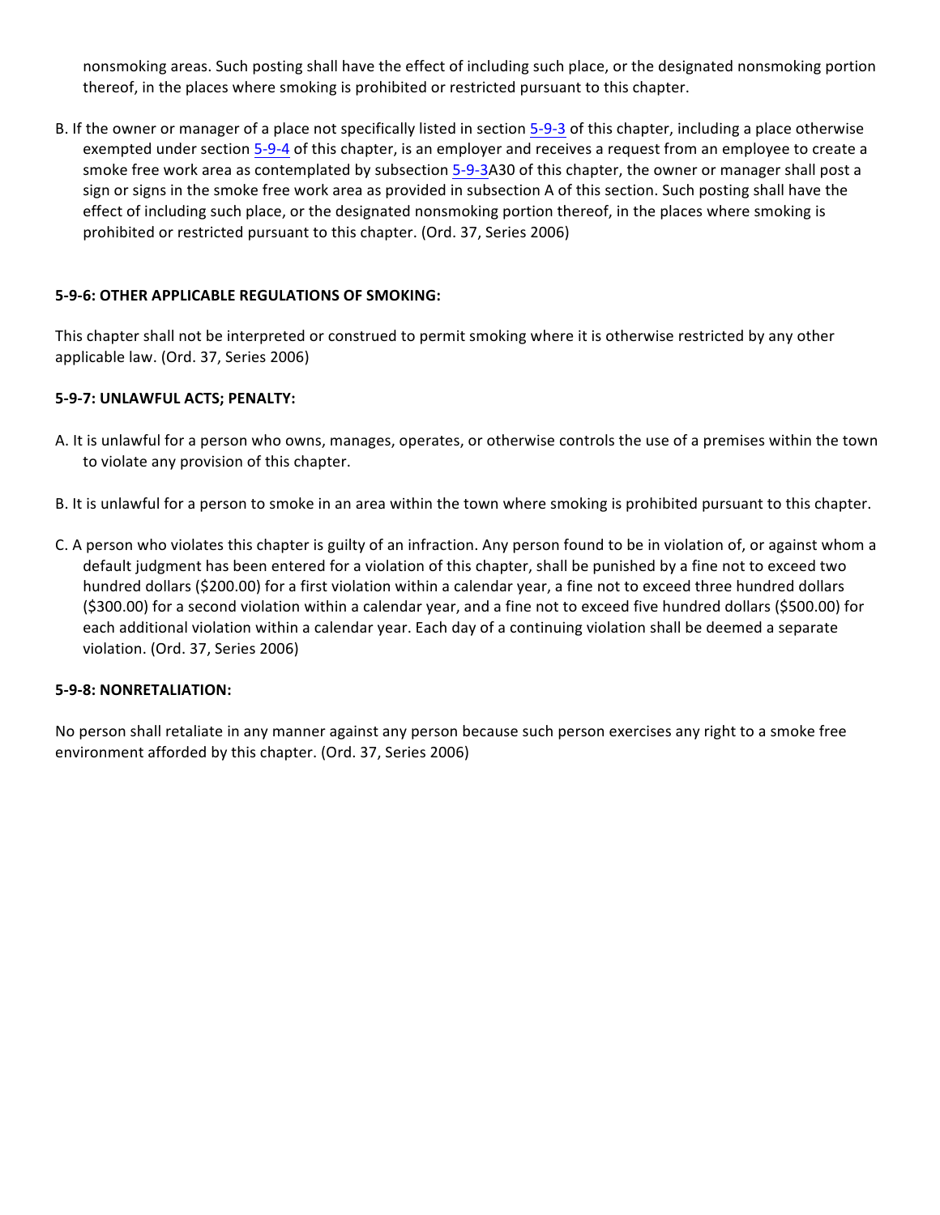nonsmoking areas. Such posting shall have the effect of including such place, or the designated nonsmoking portion thereof, in the places where smoking is prohibited or restricted pursuant to this chapter.

B. If the owner or manager of a place not specifically listed in section 5-9-3 of this chapter, including a place otherwise exempted under section 5-9-4 of this chapter, is an employer and receives a request from an employee to create a smoke free work area as contemplated by subsection 5-9-3A30 of this chapter, the owner or manager shall post a sign or signs in the smoke free work area as provided in subsection A of this section. Such posting shall have the effect of including such place, or the designated nonsmoking portion thereof, in the places where smoking is prohibited or restricted pursuant to this chapter. (Ord. 37, Series 2006)

**5-9-6: OTHER APPLICABLE REGULATIONS OF SMOKING:**

This chapter shall not be interpreted or construed to permit smoking where it is otherwise restricted by any other applicable law. (Ord. 37, Series 2006)

**5-9-7: UNLAWFUL ACTS; PENALTY:**

A. It is unlawful for a person who owns, manages, operates, or otherwise controls the use of a premises within the town to violate any provision of this chapter.

B. It is unlawful for a person to smoke in an area within the town where smoking is prohibited pursuant to this chapter.

C. A person who violates this chapter is guilty of an infraction. Any person found to be in violation of, or against whom a default judgment has been entered for a violation of this chapter, shall be punished by a fine not to exceed two hundred dollars ($200.00) for a first violation within a calendar year, a fine not to exceed three hundred dollars ($300.00) for a second violation within a calendar year, and a fine not to exceed five hundred dollars ($500.00) for each additional violation within a calendar year. Each day of a continuing violation shall be deemed a separate violation. (Ord. 37, Series 2006)

**5-9-8: NONRETALIATION:**

No person shall retaliate in any manner against any person because such person exercises any right to a smoke free environment afforded by this chapter. (Ord. 37, Series 2006)